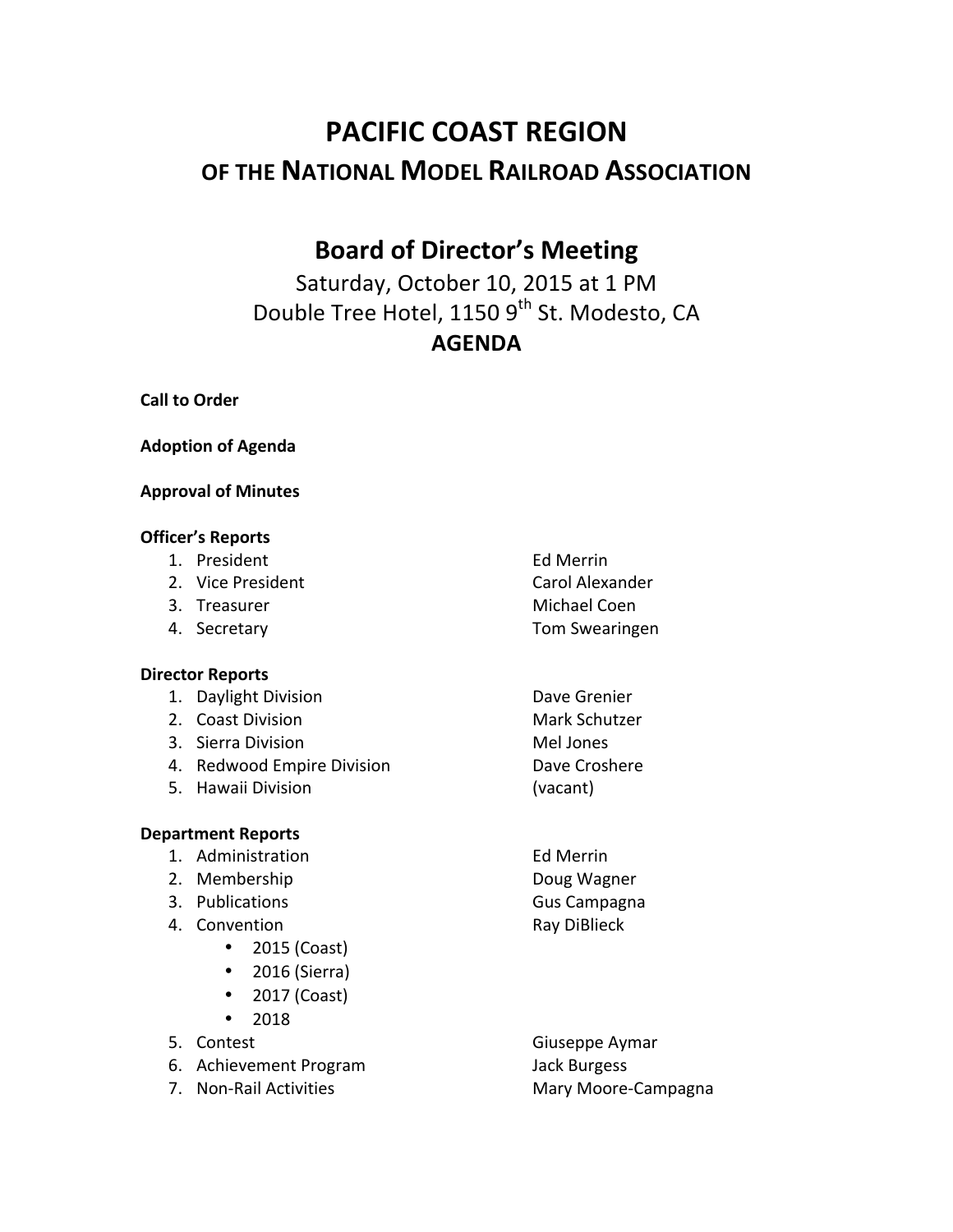# PACIFIC COAST REGION

## OF THE NATIONAL MODEL RAILROAD ASSOCIATION

## Board of Director's Meeting

Saturday, October 10, 2015 at 1 PM

Double Tree Hotel, 1150 9th St. Modesto, CA

**AGENDA**

**Call to Order**

**Adoption of Agenda**

**Approval of Minutes**

**Officer's Reports**

1. President — Ed Merrin
2. Vice President — Carol Alexander
3. Treasurer — Michael Coen
4. Secretary — Tom Swearingen

**Director Reports**

1. Daylight Division — Dave Grenier
2. Coast Division — Mark Schutzer
3. Sierra Division — Mel Jones
4. Redwood Empire Division — Dave Croshere
5. Hawaii Division — (vacant)

**Department Reports**

1. Administration — Ed Merrin
2. Membership — Doug Wagner
3. Publications — Gus Campagna
4. Convention — Ray DiBlieck
    - 2015 (Coast)
    - 2016 (Sierra)
    - 2017 (Coast)
    - 2018
5. Contest — Giuseppe Aymar
6. Achievement Program — Jack Burgess
7. Non-Rail Activities — Mary Moore-Campagna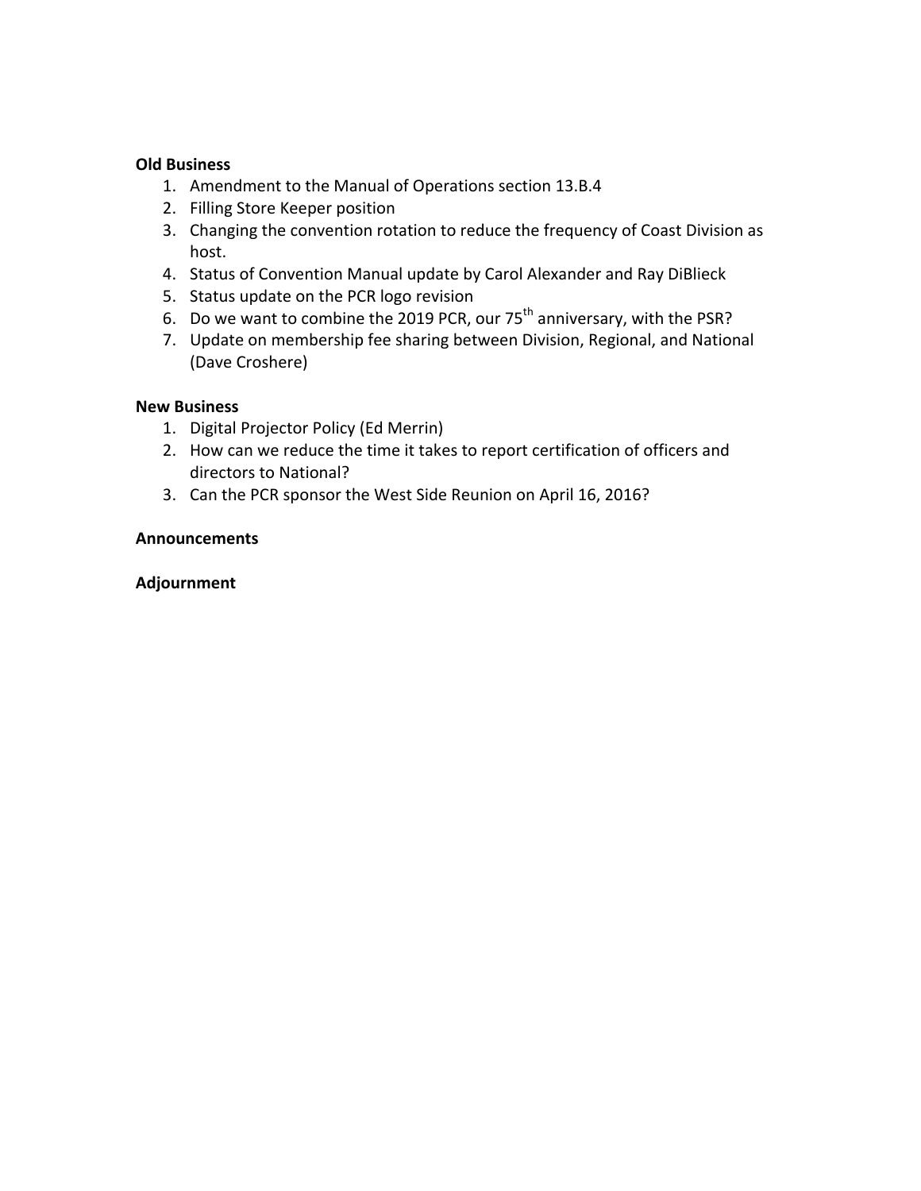**Old Business**

1. Amendment to the Manual of Operations section 13.B.4
2. Filling Store Keeper position
3. Changing the convention rotation to reduce the frequency of Coast Division as host.
4. Status of Convention Manual update by Carol Alexander and Ray DiBlieck
5. Status update on the PCR logo revision
6. Do we want to combine the 2019 PCR, our 75th anniversary, with the PSR?
7. Update on membership fee sharing between Division, Regional, and National (Dave Croshere)

**New Business**

1. Digital Projector Policy (Ed Merrin)
2. How can we reduce the time it takes to report certification of officers and directors to National?
3. Can the PCR sponsor the West Side Reunion on April 16, 2016?

**Announcements**

**Adjournment**